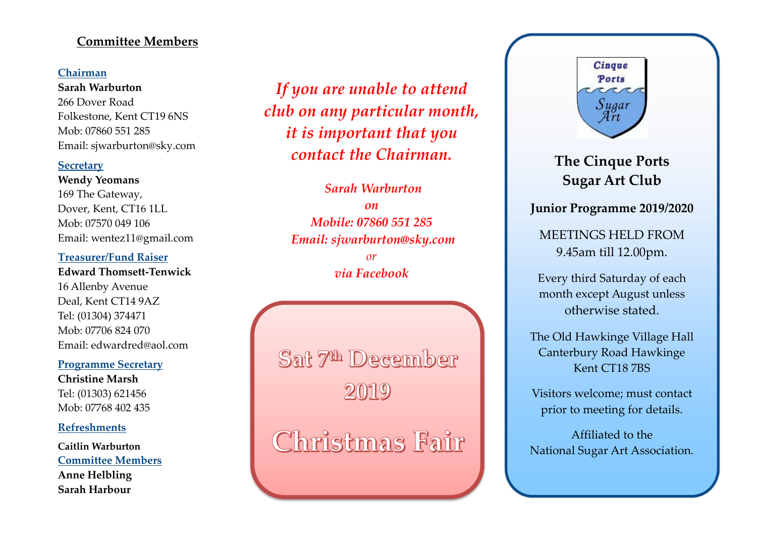## Committee Members

**Chairman**

**Sarah Warburton**
266 Dover Road
Folkestone, Kent CT19 6NS
Mob: 07860 551 285
Email: sjwarburton@sky.com

**Secretary**

**Wendy Yeomans**
169 The Gateway,
Dover, Kent, CT16 1LL
Mob: 07570 049 106
Email: wentez11@gmail.com

**Treasurer/Fund Raiser**

**Edward Thomsett-Tenwick**
16 Allenby Avenue
Deal, Kent CT14 9AZ
Tel: (01304) 374471
Mob: 07706 824 070
Email: edwardred@aol.com

**Programme Secretary**

**Christine Marsh**
Tel: (01303) 621456
Mob: 07768 402 435

**Refreshments**

**Caitlin Warburton**

**Committee Members**

**Anne Helbling**
**Sarah Harbour**

*If you are unable to attend club on any particular month, it is important that you contact the Chairman.*

*Sarah Warburton*
*on*
*Mobile: 07860 551 285*
*Email: sjwarburton@sky.com*
*or*
*via Facebook*

**Sat 7th December 2019**

**Christmas Fair**

Cinque Ports Sugar Art

## The Cinque Ports Sugar Art Club

**Junior Programme 2019/2020**

MEETINGS HELD FROM 9.45am till 12.00pm.

Every third Saturday of each month except August unless otherwise stated.

The Old Hawkinge Village Hall
Canterbury Road Hawkinge
Kent CT18 7BS

Visitors welcome; must contact prior to meeting for details.

Affiliated to the
National Sugar Art Association.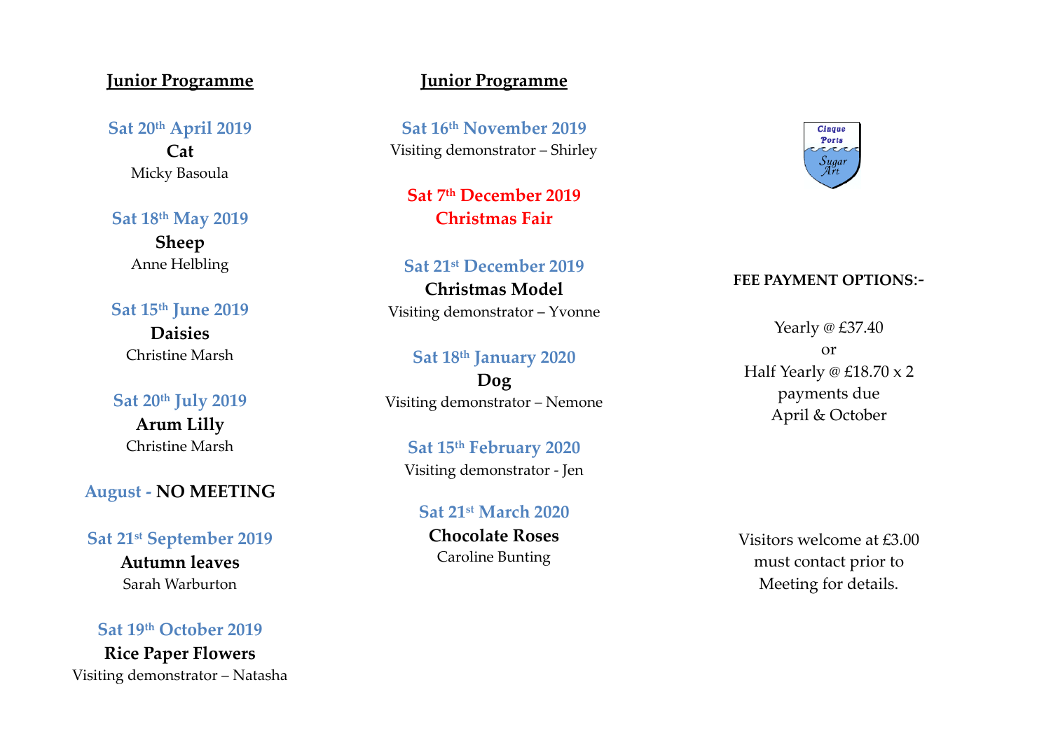## Junior Programme

**Sat 20th April 2019**
**Cat**
Micky Basoula

**Sat 18th May 2019**
**Sheep**
Anne Helbling

**Sat 15th June 2019**
**Daisies**
Christine Marsh

**Sat 20th July 2019**
**Arum Lilly**
Christine Marsh

**August - NO MEETING**

**Sat 21st September 2019**
**Autumn leaves**
Sarah Warburton

**Sat 19th October 2019**
**Rice Paper Flowers**
Visiting demonstrator – Natasha

## Junior Programme

**Sat 16th November 2019**
Visiting demonstrator – Shirley

**Sat 7th December 2019**
**Christmas Fair**

**Sat 21st December 2019**
**Christmas Model**
Visiting demonstrator – Yvonne

**Sat 18th January 2020**
**Dog**
Visiting demonstrator – Nemone

**Sat 15th February 2020**
Visiting demonstrator - Jen

**Sat 21st March 2020**
**Chocolate Roses**
Caroline Bunting

Cinque Ports Sugar Art

**FEE PAYMENT OPTIONS:-**

Yearly @ £37.40
or
Half Yearly @ £18.70 x 2
payments due
April & October

Visitors welcome at £3.00
must contact prior to
Meeting for details.